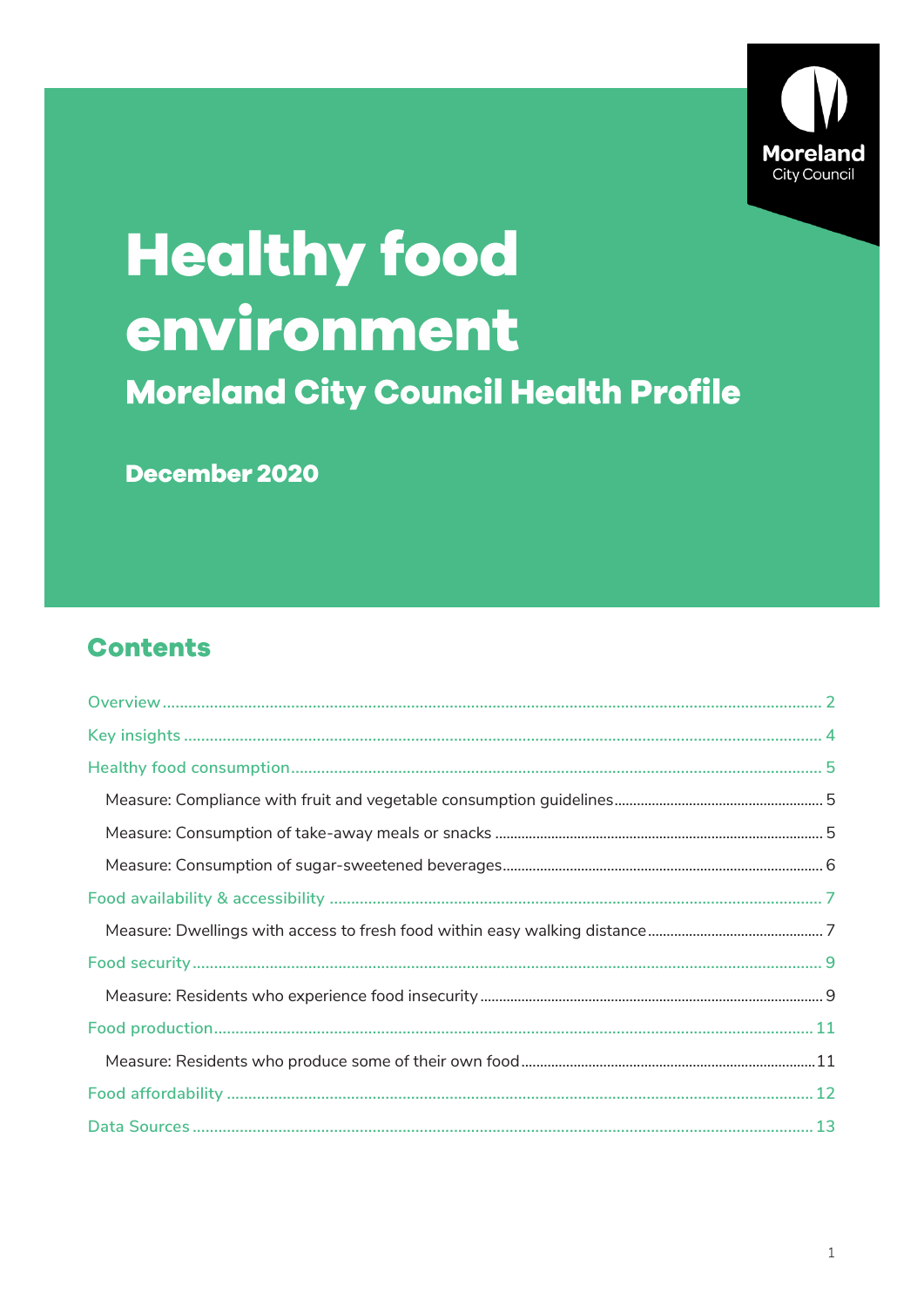Moreland City Council

# Healthy food environment

## Moreland City Council Health Profile

**December 2020**

## Contents

- Overview ........ 2
- Key insights ........ 4
- Healthy food consumption ........ 5
  - Measure: Compliance with fruit and vegetable consumption guidelines ........ 5
  - Measure: Consumption of take-away meals or snacks ........ 5
  - Measure: Consumption of sugar-sweetened beverages ........ 6
- Food availability & accessibility ........ 7
  - Measure: Dwellings with access to fresh food within easy walking distance ........ 7
- Food security ........ 9
  - Measure: Residents who experience food insecurity ........ 9
- Food production ........ 11
  - Measure: Residents who produce some of their own food ........ 11
- Food affordability ........ 12
- Data Sources ........ 13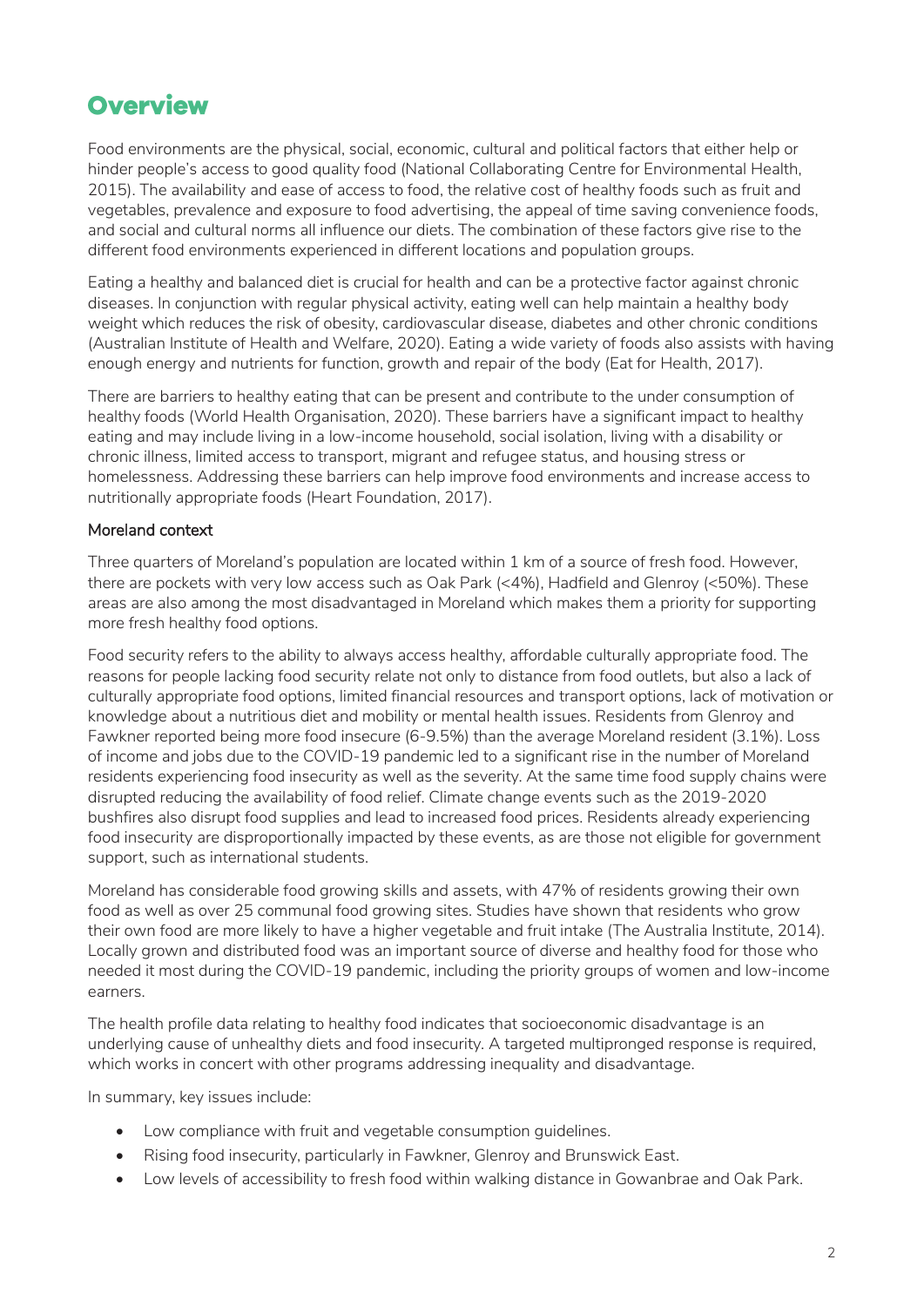# Overview

Food environments are the physical, social, economic, cultural and political factors that either help or hinder people's access to good quality food (National Collaborating Centre for Environmental Health, 2015). The availability and ease of access to food, the relative cost of healthy foods such as fruit and vegetables, prevalence and exposure to food advertising, the appeal of time saving convenience foods, and social and cultural norms all influence our diets. The combination of these factors give rise to the different food environments experienced in different locations and population groups.

Eating a healthy and balanced diet is crucial for health and can be a protective factor against chronic diseases. In conjunction with regular physical activity, eating well can help maintain a healthy body weight which reduces the risk of obesity, cardiovascular disease, diabetes and other chronic conditions (Australian Institute of Health and Welfare, 2020). Eating a wide variety of foods also assists with having enough energy and nutrients for function, growth and repair of the body (Eat for Health, 2017).

There are barriers to healthy eating that can be present and contribute to the under consumption of healthy foods (World Health Organisation, 2020). These barriers have a significant impact to healthy eating and may include living in a low-income household, social isolation, living with a disability or chronic illness, limited access to transport, migrant and refugee status, and housing stress or homelessness. Addressing these barriers can help improve food environments and increase access to nutritionally appropriate foods (Heart Foundation, 2017).

### Moreland context

Three quarters of Moreland's population are located within 1 km of a source of fresh food. However, there are pockets with very low access such as Oak Park (<4%), Hadfield and Glenroy (<50%). These areas are also among the most disadvantaged in Moreland which makes them a priority for supporting more fresh healthy food options.

Food security refers to the ability to always access healthy, affordable culturally appropriate food. The reasons for people lacking food security relate not only to distance from food outlets, but also a lack of culturally appropriate food options, limited financial resources and transport options, lack of motivation or knowledge about a nutritious diet and mobility or mental health issues. Residents from Glenroy and Fawkner reported being more food insecure (6-9.5%) than the average Moreland resident (3.1%). Loss of income and jobs due to the COVID-19 pandemic led to a significant rise in the number of Moreland residents experiencing food insecurity as well as the severity. At the same time food supply chains were disrupted reducing the availability of food relief. Climate change events such as the 2019-2020 bushfires also disrupt food supplies and lead to increased food prices. Residents already experiencing food insecurity are disproportionally impacted by these events, as are those not eligible for government support, such as international students.

Moreland has considerable food growing skills and assets, with 47% of residents growing their own food as well as over 25 communal food growing sites. Studies have shown that residents who grow their own food are more likely to have a higher vegetable and fruit intake (The Australia Institute, 2014). Locally grown and distributed food was an important source of diverse and healthy food for those who needed it most during the COVID-19 pandemic, including the priority groups of women and low-income earners.

The health profile data relating to healthy food indicates that socioeconomic disadvantage is an underlying cause of unhealthy diets and food insecurity. A targeted multipronged response is required, which works in concert with other programs addressing inequality and disadvantage.

In summary, key issues include:

- Low compliance with fruit and vegetable consumption guidelines.
- Rising food insecurity, particularly in Fawkner, Glenroy and Brunswick East.
- Low levels of accessibility to fresh food within walking distance in Gowanbrae and Oak Park.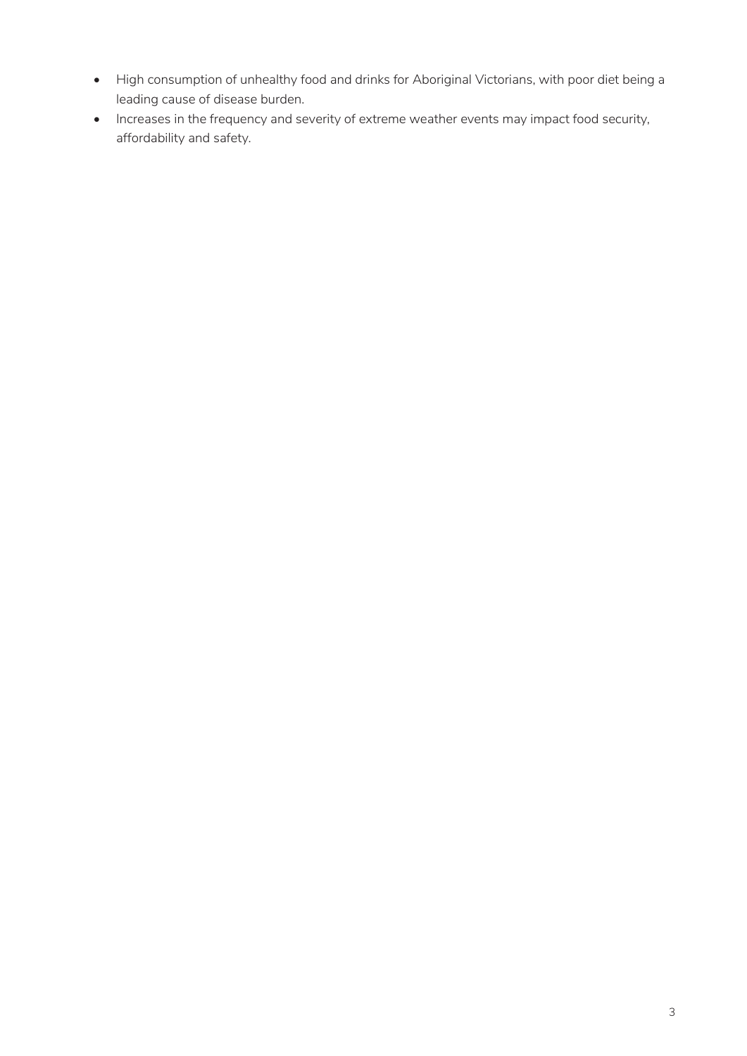- High consumption of unhealthy food and drinks for Aboriginal Victorians, with poor diet being a leading cause of disease burden.
- Increases in the frequency and severity of extreme weather events may impact food security, affordability and safety.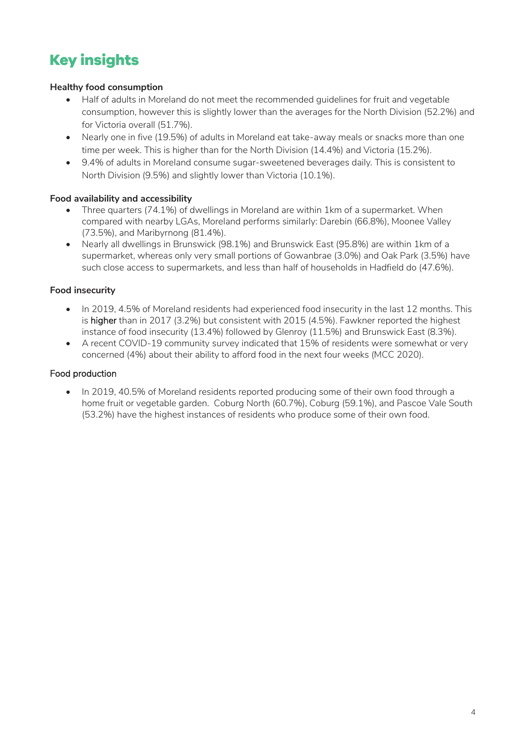# Key insights

**Healthy food consumption**

- Half of adults in Moreland do not meet the recommended guidelines for fruit and vegetable consumption, however this is slightly lower than the averages for the North Division (52.2%) and for Victoria overall (51.7%).
- Nearly one in five (19.5%) of adults in Moreland eat take-away meals or snacks more than one time per week. This is higher than for the North Division (14.4%) and Victoria (15.2%).
- 9.4% of adults in Moreland consume sugar-sweetened beverages daily. This is consistent to North Division (9.5%) and slightly lower than Victoria (10.1%).

**Food availability and accessibility**

- Three quarters (74.1%) of dwellings in Moreland are within 1km of a supermarket. When compared with nearby LGAs, Moreland performs similarly: Darebin (66.8%), Moonee Valley (73.5%), and Maribyrnong (81.4%).
- Nearly all dwellings in Brunswick (98.1%) and Brunswick East (95.8%) are within 1km of a supermarket, whereas only very small portions of Gowanbrae (3.0%) and Oak Park (3.5%) have such close access to supermarkets, and less than half of households in Hadfield do (47.6%).

**Food insecurity**

- In 2019, 4.5% of Moreland residents had experienced food insecurity in the last 12 months. This is higher than in 2017 (3.2%) but consistent with 2015 (4.5%). Fawkner reported the highest instance of food insecurity (13.4%) followed by Glenroy (11.5%) and Brunswick East (8.3%).
- A recent COVID-19 community survey indicated that 15% of residents were somewhat or very concerned (4%) about their ability to afford food in the next four weeks (MCC 2020).

Food production

- In 2019, 40.5% of Moreland residents reported producing some of their own food through a home fruit or vegetable garden. Coburg North (60.7%), Coburg (59.1%), and Pascoe Vale South (53.2%) have the highest instances of residents who produce some of their own food.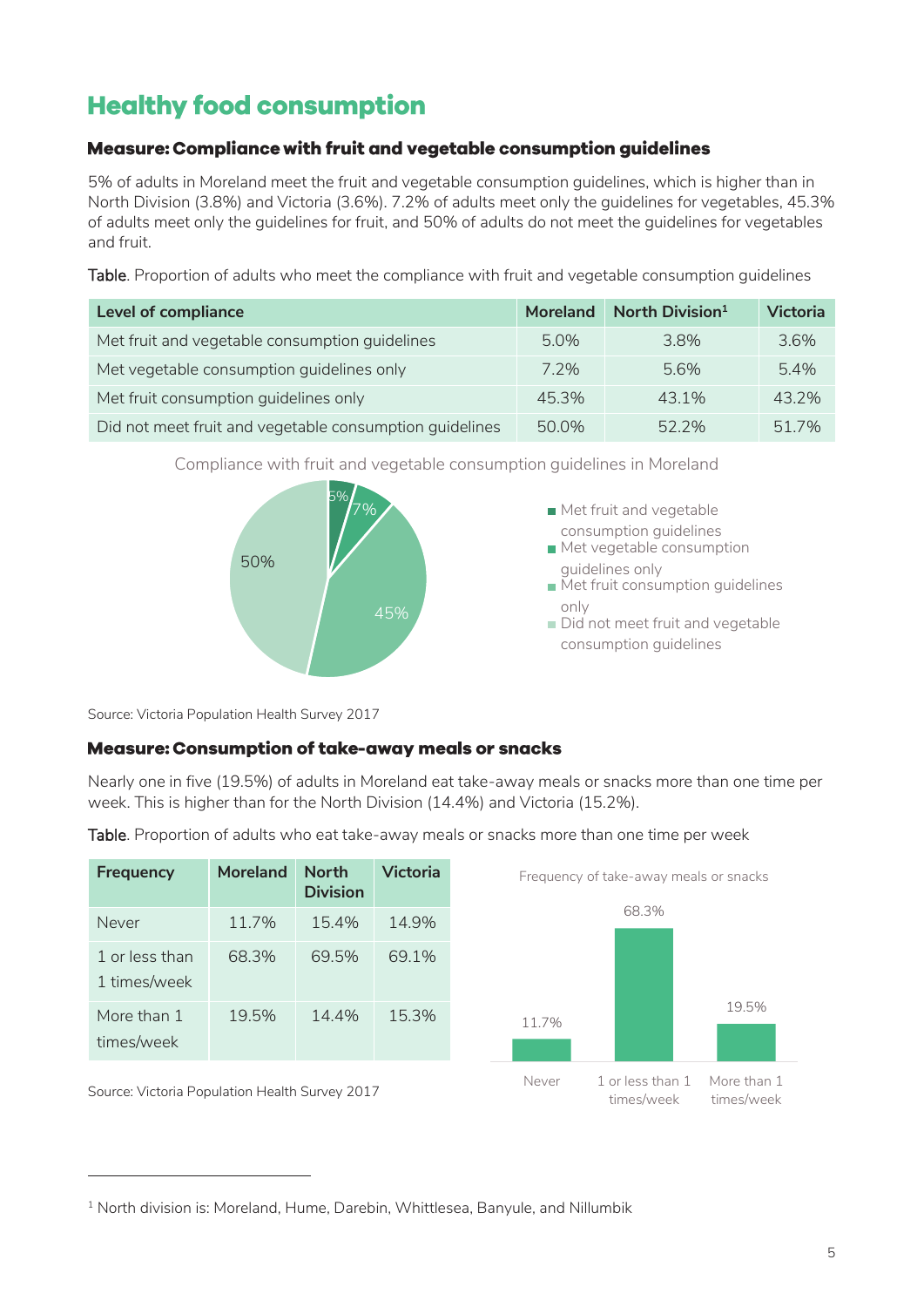# Healthy food consumption

### Measure: Compliance with fruit and vegetable consumption guidelines

5% of adults in Moreland meet the fruit and vegetable consumption guidelines, which is higher than in North Division (3.8%) and Victoria (3.6%). 7.2% of adults meet only the guidelines for vegetables, 45.3% of adults meet only the guidelines for fruit, and 50% of adults do not meet the guidelines for vegetables and fruit.

Table. Proportion of adults who meet the compliance with fruit and vegetable consumption guidelines

| Level of compliance | Moreland | North Division[1] | Victoria |
|---|---|---|---|
| Met fruit and vegetable consumption guidelines | 5.0% | 3.8% | 3.6% |
| Met vegetable consumption guidelines only | 7.2% | 5.6% | 5.4% |
| Met fruit consumption guidelines only | 45.3% | 43.1% | 43.2% |
| Did not meet fruit and vegetable consumption guidelines | 50.0% | 52.2% | 51.7% |

Compliance with fruit and vegetable consumption guidelines in Moreland

- Met fruit and vegetable consumption guidelines: 5%
- Met vegetable consumption guidelines only: 7%
- Met fruit consumption guidelines only: 45%
- Did not meet fruit and vegetable consumption guidelines: 50%

Source: Victoria Population Health Survey 2017

### Measure: Consumption of take-away meals or snacks

Nearly one in five (19.5%) of adults in Moreland eat take-away meals or snacks more than one time per week. This is higher than for the North Division (14.4%) and Victoria (15.2%).

Table. Proportion of adults who eat take-away meals or snacks more than one time per week

| Frequency | Moreland | North Division | Victoria |
|---|---|---|---|
| Never | 11.7% | 15.4% | 14.9% |
| 1 or less than 1 times/week | 68.3% | 69.5% | 69.1% |
| More than 1 times/week | 19.5% | 14.4% | 15.3% |

Frequency of take-away meals or snacks

| Never | 1 or less than 1 times/week | More than 1 times/week |
|---|---|---|
| 11.7% | 68.3% | 19.5% |

Source: Victoria Population Health Survey 2017

[1] North division is: Moreland, Hume, Darebin, Whittlesea, Banyule, and Nillumbik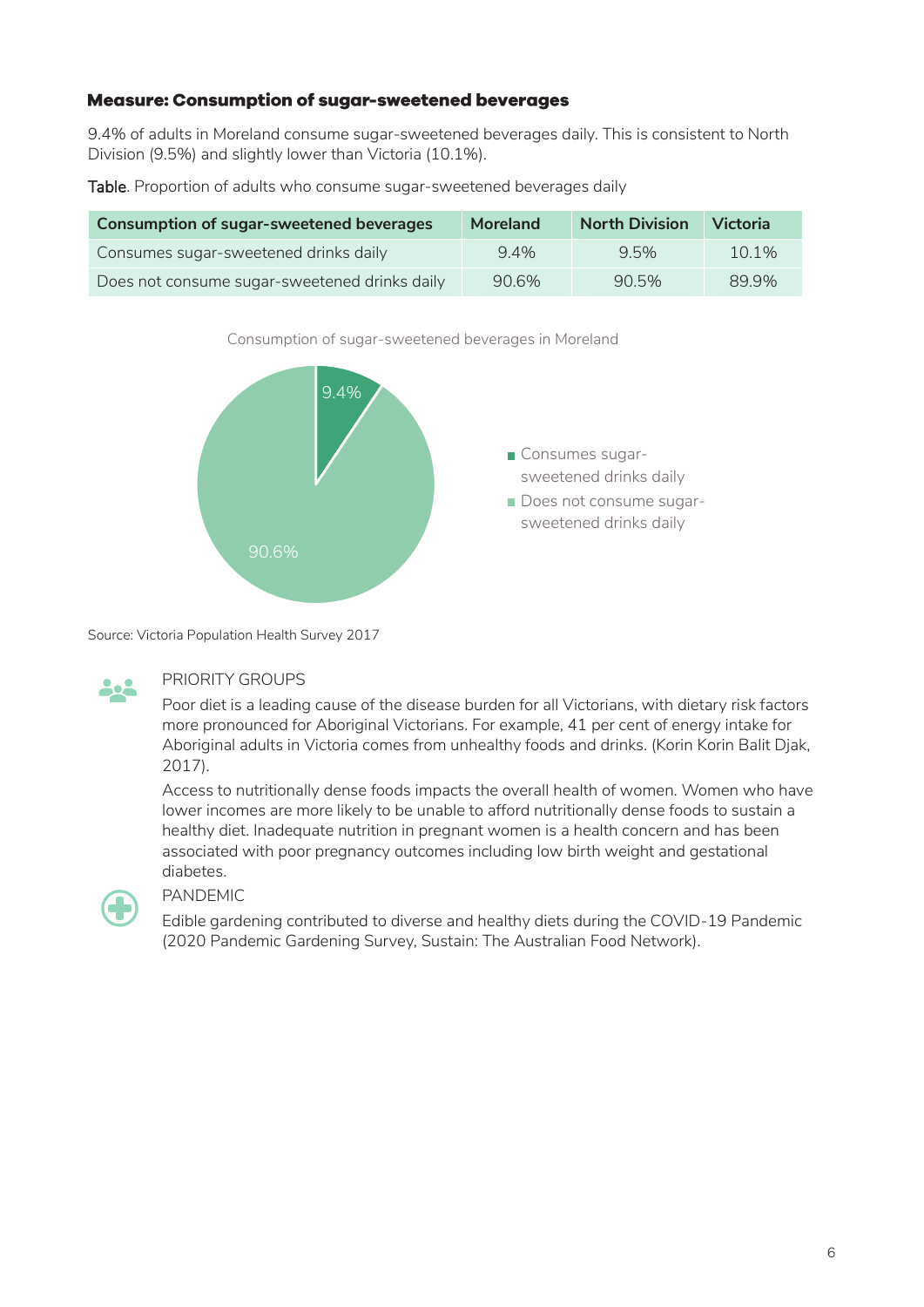### Measure: Consumption of sugar-sweetened beverages

9.4% of adults in Moreland consume sugar-sweetened beverages daily. This is consistent to North Division (9.5%) and slightly lower than Victoria (10.1%).

Table. Proportion of adults who consume sugar-sweetened beverages daily

| Consumption of sugar-sweetened beverages | Moreland | North Division | Victoria |
|---|---|---|---|
| Consumes sugar-sweetened drinks daily | 9.4% | 9.5% | 10.1% |
| Does not consume sugar-sweetened drinks daily | 90.6% | 90.5% | 89.9% |

Consumption of sugar-sweetened beverages in Moreland

- Consumes sugar-sweetened drinks daily: 9.4%
- Does not consume sugar-sweetened drinks daily: 90.6%

Source: Victoria Population Health Survey 2017

PRIORITY GROUPS

Poor diet is a leading cause of the disease burden for all Victorians, with dietary risk factors more pronounced for Aboriginal Victorians. For example, 41 per cent of energy intake for Aboriginal adults in Victoria comes from unhealthy foods and drinks. (Korin Korin Balit Djak, 2017).

Access to nutritionally dense foods impacts the overall health of women. Women who have lower incomes are more likely to be unable to afford nutritionally dense foods to sustain a healthy diet. Inadequate nutrition in pregnant women is a health concern and has been associated with poor pregnancy outcomes including low birth weight and gestational diabetes.

PANDEMIC

Edible gardening contributed to diverse and healthy diets during the COVID-19 Pandemic (2020 Pandemic Gardening Survey, Sustain: The Australian Food Network).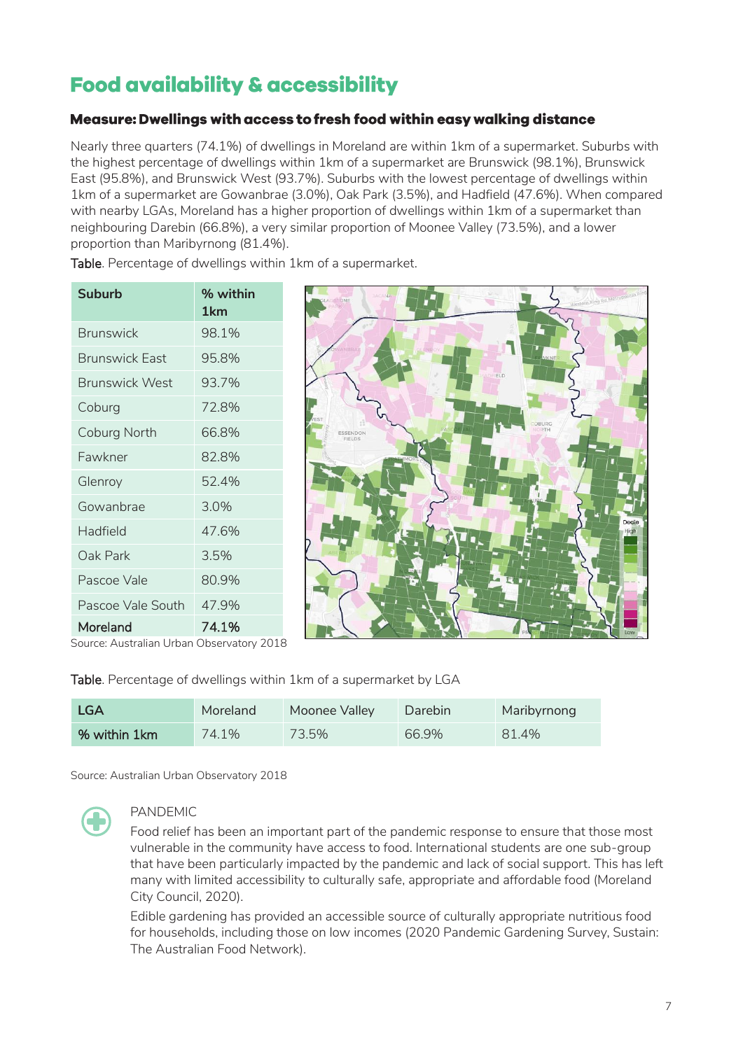# Food availability & accessibility

### Measure: Dwellings with access to fresh food within easy walking distance

Nearly three quarters (74.1%) of dwellings in Moreland are within 1km of a supermarket. Suburbs with the highest percentage of dwellings within 1km of a supermarket are Brunswick (98.1%), Brunswick East (95.8%), and Brunswick West (93.7%). Suburbs with the lowest percentage of dwellings within 1km of a supermarket are Gowanbrae (3.0%), Oak Park (3.5%), and Hadfield (47.6%). When compared with nearby LGAs, Moreland has a higher proportion of dwellings within 1km of a supermarket than neighbouring Darebin (66.8%), a very similar proportion of Moonee Valley (73.5%), and a lower proportion than Maribyrnong (81.4%).

Table. Percentage of dwellings within 1km of a supermarket.

| Suburb | % within 1km |
|---|---|
| Brunswick | 98.1% |
| Brunswick East | 95.8% |
| Brunswick West | 93.7% |
| Coburg | 72.8% |
| Coburg North | 66.8% |
| Fawkner | 82.8% |
| Glenroy | 52.4% |
| Gowanbrae | 3.0% |
| Hadfield | 47.6% |
| Oak Park | 3.5% |
| Pascoe Vale | 80.9% |
| Pascoe Vale South | 47.9% |
| **Moreland** | **74.1%** |

Source: Australian Urban Observatory 2018

Table. Percentage of dwellings within 1km of a supermarket by LGA

| LGA | Moreland | Moonee Valley | Darebin | Maribyrnong |
|---|---|---|---|---|
| % within 1km | 74.1% | 73.5% | 66.9% | 81.4% |

Source: Australian Urban Observatory 2018

PANDEMIC

Food relief has been an important part of the pandemic response to ensure that those most vulnerable in the community have access to food. International students are one sub-group that have been particularly impacted by the pandemic and lack of social support. This has left many with limited accessibility to culturally safe, appropriate and affordable food (Moreland City Council, 2020).

Edible gardening has provided an accessible source of culturally appropriate nutritious food for households, including those on low incomes (2020 Pandemic Gardening Survey, Sustain: The Australian Food Network).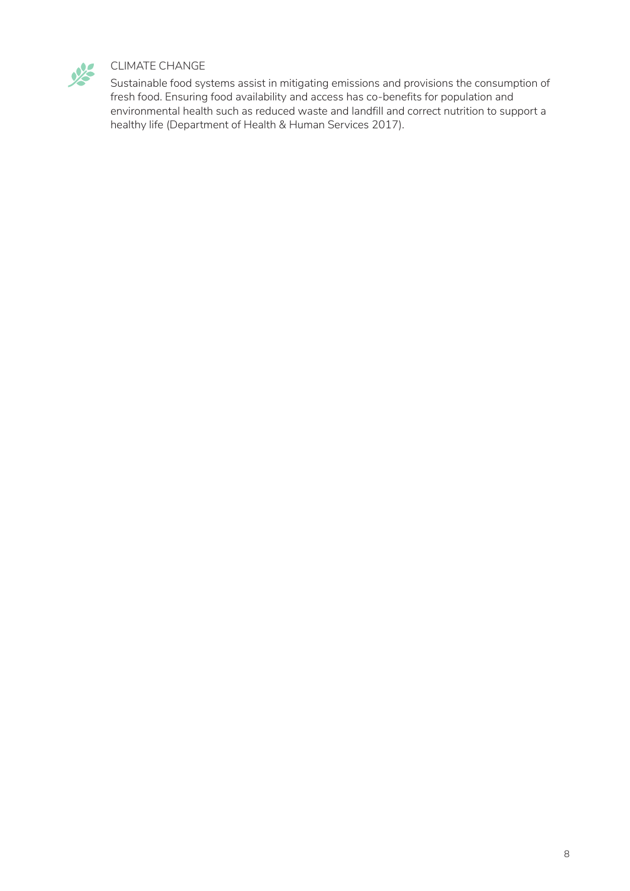### CLIMATE CHANGE

Sustainable food systems assist in mitigating emissions and provisions the consumption of fresh food. Ensuring food availability and access has co-benefits for population and environmental health such as reduced waste and landfill and correct nutrition to support a healthy life (Department of Health & Human Services 2017).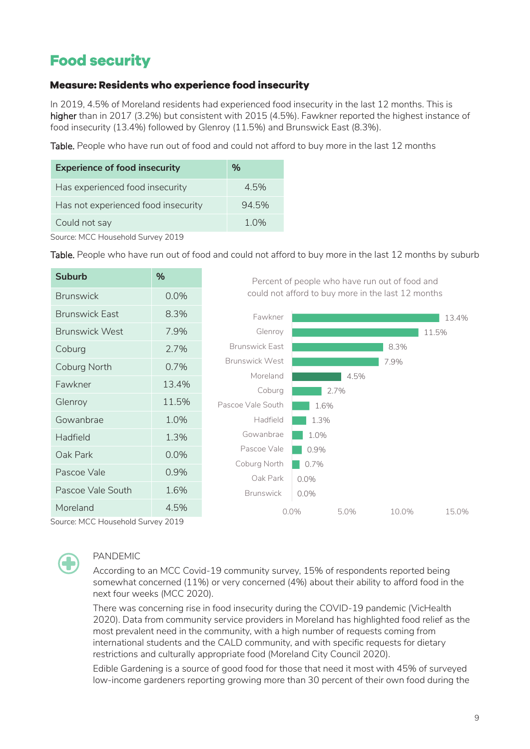# Food security

### Measure: Residents who experience food insecurity

In 2019, 4.5% of Moreland residents had experienced food insecurity in the last 12 months. This is higher than in 2017 (3.2%) but consistent with 2015 (4.5%). Fawkner reported the highest instance of food insecurity (13.4%) followed by Glenroy (11.5%) and Brunswick East (8.3%).

**Table.** People who have run out of food and could not afford to buy more in the last 12 months

| Experience of food insecurity | % |
|---|---|
| Has experienced food insecurity | 4.5% |
| Has not experienced food insecurity | 94.5% |
| Could not say | 1.0% |

Source: MCC Household Survey 2019

**Table.** People who have run out of food and could not afford to buy more in the last 12 months by suburb

| Suburb | % |
|---|---|
| Brunswick | 0.0% |
| Brunswick East | 8.3% |
| Brunswick West | 7.9% |
| Coburg | 2.7% |
| Coburg North | 0.7% |
| Fawkner | 13.4% |
| Glenroy | 11.5% |
| Gowanbrae | 1.0% |
| Hadfield | 1.3% |
| Oak Park | 0.0% |
| Pascoe Vale | 0.9% |
| Pascoe Vale South | 1.6% |
| Moreland | 4.5% |

Source: MCC Household Survey 2019

Percent of people who have run out of food and could not afford to buy more in the last 12 months

| Suburb | % |
|---|---|
| Fawkner | 13.4% |
| Glenroy | 11.5% |
| Brunswick East | 8.3% |
| Brunswick West | 7.9% |
| Moreland | 4.5% |
| Coburg | 2.7% |
| Pascoe Vale South | 1.6% |
| Hadfield | 1.3% |
| Gowanbrae | 1.0% |
| Pascoe Vale | 0.9% |
| Coburg North | 0.7% |
| Oak Park | 0.0% |
| Brunswick | 0.0% |

PANDEMIC

According to an MCC Covid-19 community survey, 15% of respondents reported being somewhat concerned (11%) or very concerned (4%) about their ability to afford food in the next four weeks (MCC 2020).

There was concerning rise in food insecurity during the COVID-19 pandemic (VicHealth 2020). Data from community service providers in Moreland has highlighted food relief as the most prevalent need in the community, with a high number of requests coming from international students and the CALD community, and with specific requests for dietary restrictions and culturally appropriate food (Moreland City Council 2020).

Edible Gardening is a source of good food for those that need it most with 45% of surveyed low-income gardeners reporting growing more than 30 percent of their own food during the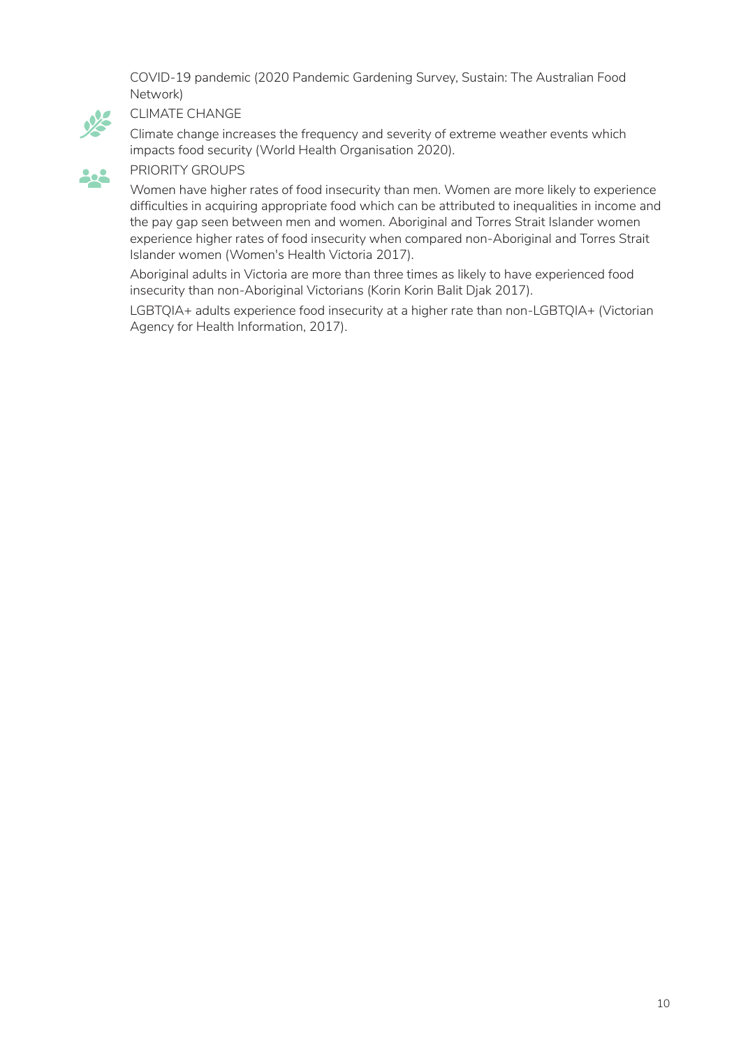COVID-19 pandemic (2020 Pandemic Gardening Survey, Sustain: The Australian Food Network)

### CLIMATE CHANGE

Climate change increases the frequency and severity of extreme weather events which impacts food security (World Health Organisation 2020).

### PRIORITY GROUPS

Women have higher rates of food insecurity than men. Women are more likely to experience difficulties in acquiring appropriate food which can be attributed to inequalities in income and the pay gap seen between men and women. Aboriginal and Torres Strait Islander women experience higher rates of food insecurity when compared non-Aboriginal and Torres Strait Islander women (Women's Health Victoria 2017).

Aboriginal adults in Victoria are more than three times as likely to have experienced food insecurity than non-Aboriginal Victorians (Korin Korin Balit Djak 2017).

LGBTQIA+ adults experience food insecurity at a higher rate than non-LGBTQIA+ (Victorian Agency for Health Information, 2017).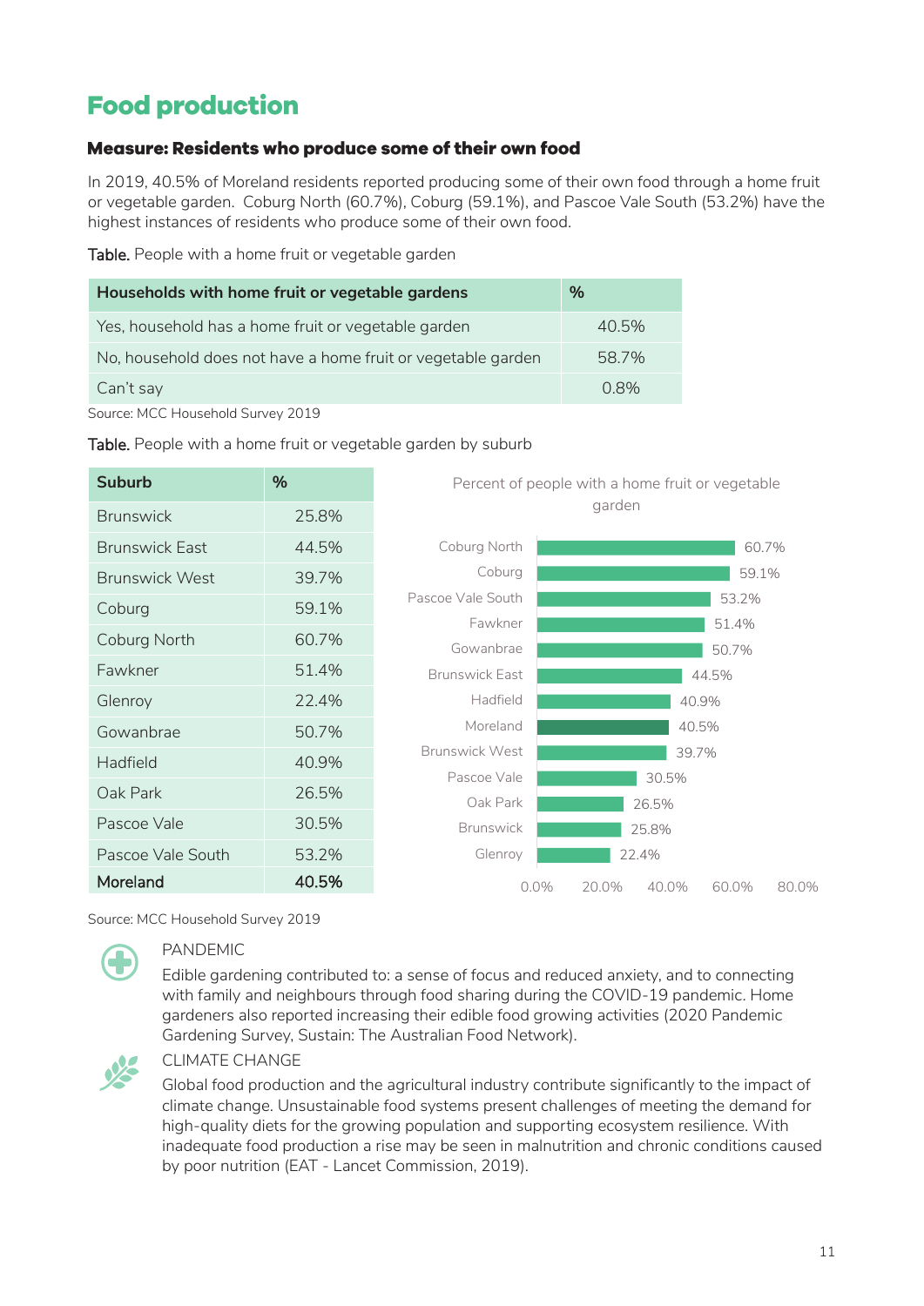# Food production

### Measure: Residents who produce some of their own food

In 2019, 40.5% of Moreland residents reported producing some of their own food through a home fruit or vegetable garden. Coburg North (60.7%), Coburg (59.1%), and Pascoe Vale South (53.2%) have the highest instances of residents who produce some of their own food.

**Table.** People with a home fruit or vegetable garden

| Households with home fruit or vegetable gardens | % |
|---|---|
| Yes, household has a home fruit or vegetable garden | 40.5% |
| No, household does not have a home fruit or vegetable garden | 58.7% |
| Can't say | 0.8% |

Source: MCC Household Survey 2019

**Table.** People with a home fruit or vegetable garden by suburb

| Suburb | % |
|---|---|
| Brunswick | 25.8% |
| Brunswick East | 44.5% |
| Brunswick West | 39.7% |
| Coburg | 59.1% |
| Coburg North | 60.7% |
| Fawkner | 51.4% |
| Glenroy | 22.4% |
| Gowanbrae | 50.7% |
| Hadfield | 40.9% |
| Oak Park | 26.5% |
| Pascoe Vale | 30.5% |
| Pascoe Vale South | 53.2% |
| **Moreland** | **40.5%** |

Percent of people with a home fruit or vegetable garden

| Suburb | % |
|---|---|
| Coburg North | 60.7% |
| Coburg | 59.1% |
| Pascoe Vale South | 53.2% |
| Fawkner | 51.4% |
| Gowanbrae | 50.7% |
| Brunswick East | 44.5% |
| Hadfield | 40.9% |
| Moreland | 40.5% |
| Brunswick West | 39.7% |
| Pascoe Vale | 30.5% |
| Oak Park | 26.5% |
| Brunswick | 25.8% |
| Glenroy | 22.4% |

Source: MCC Household Survey 2019

PANDEMIC

Edible gardening contributed to: a sense of focus and reduced anxiety, and to connecting with family and neighbours through food sharing during the COVID-19 pandemic. Home gardeners also reported increasing their edible food growing activities (2020 Pandemic Gardening Survey, Sustain: The Australian Food Network).

CLIMATE CHANGE

Global food production and the agricultural industry contribute significantly to the impact of climate change. Unsustainable food systems present challenges of meeting the demand for high-quality diets for the growing population and supporting ecosystem resilience. With inadequate food production a rise may be seen in malnutrition and chronic conditions caused by poor nutrition (EAT - Lancet Commission, 2019).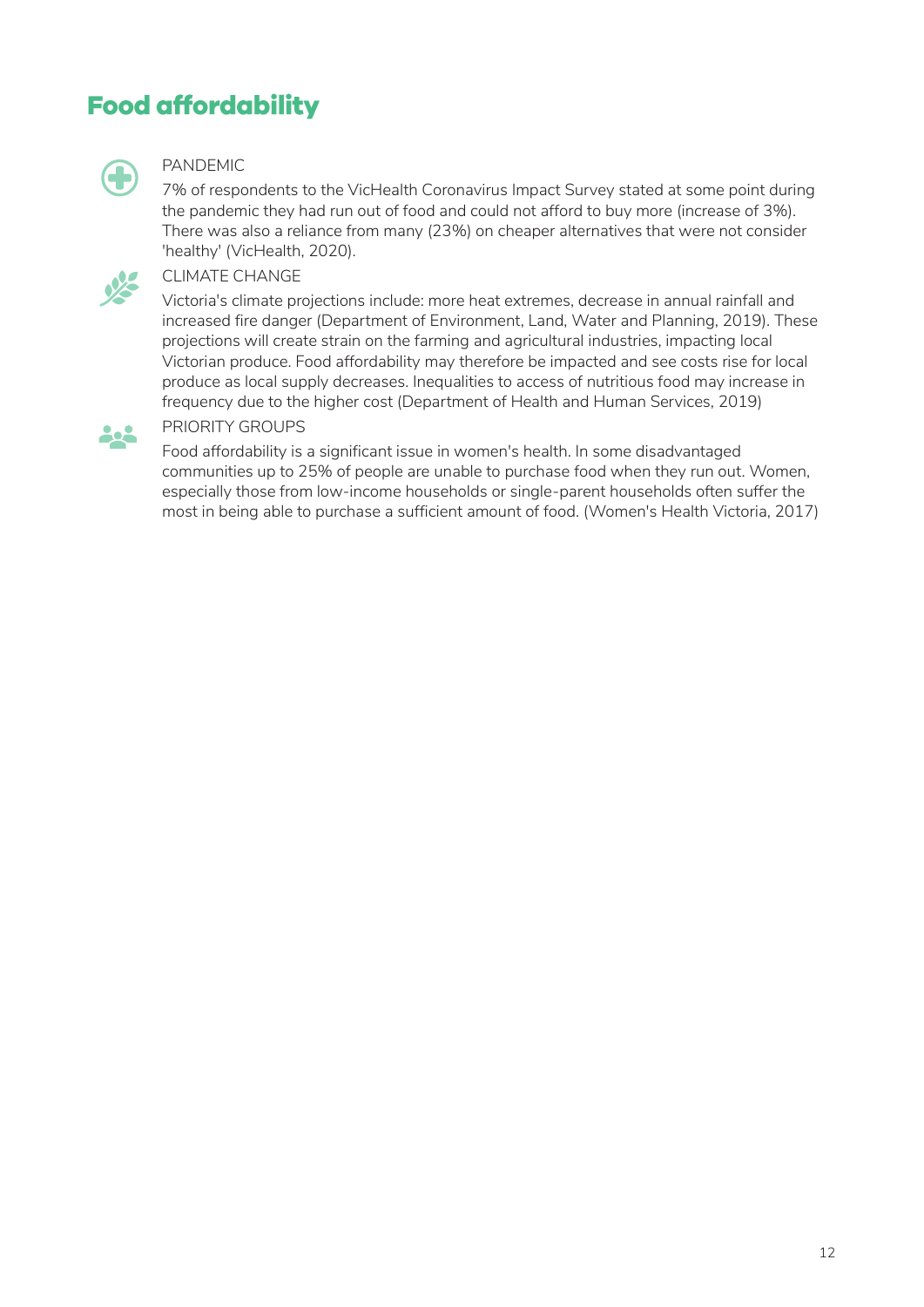# Food affordability

PANDEMIC

7% of respondents to the VicHealth Coronavirus Impact Survey stated at some point during the pandemic they had run out of food and could not afford to buy more (increase of 3%). There was also a reliance from many (23%) on cheaper alternatives that were not consider 'healthy' (VicHealth, 2020).

CLIMATE CHANGE

Victoria's climate projections include: more heat extremes, decrease in annual rainfall and increased fire danger (Department of Environment, Land, Water and Planning, 2019). These projections will create strain on the farming and agricultural industries, impacting local Victorian produce. Food affordability may therefore be impacted and see costs rise for local produce as local supply decreases. Inequalities to access of nutritious food may increase in frequency due to the higher cost (Department of Health and Human Services, 2019)

PRIORITY GROUPS

Food affordability is a significant issue in women's health. In some disadvantaged communities up to 25% of people are unable to purchase food when they run out. Women, especially those from low-income households or single-parent households often suffer the most in being able to purchase a sufficient amount of food. (Women's Health Victoria, 2017)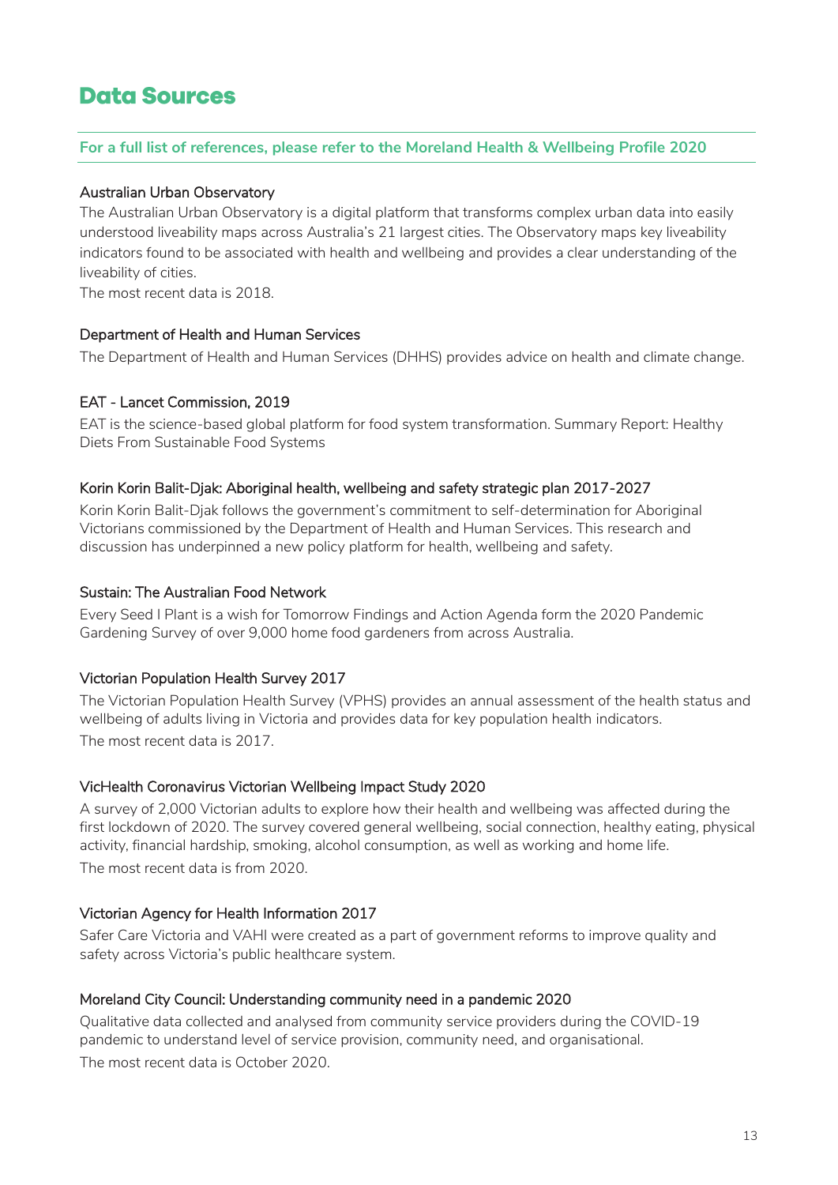# Data Sources

**For a full list of references, please refer to the Moreland Health & Wellbeing Profile 2020**

### Australian Urban Observatory

The Australian Urban Observatory is a digital platform that transforms complex urban data into easily understood liveability maps across Australia's 21 largest cities. The Observatory maps key liveability indicators found to be associated with health and wellbeing and provides a clear understanding of the liveability of cities.

The most recent data is 2018.

### Department of Health and Human Services

The Department of Health and Human Services (DHHS) provides advice on health and climate change.

### EAT - Lancet Commission, 2019

EAT is the science-based global platform for food system transformation. Summary Report: Healthy Diets From Sustainable Food Systems

### Korin Korin Balit-Djak: Aboriginal health, wellbeing and safety strategic plan 2017-2027

Korin Korin Balit-Djak follows the government's commitment to self-determination for Aboriginal Victorians commissioned by the Department of Health and Human Services. This research and discussion has underpinned a new policy platform for health, wellbeing and safety.

### Sustain: The Australian Food Network

Every Seed I Plant is a wish for Tomorrow Findings and Action Agenda form the 2020 Pandemic Gardening Survey of over 9,000 home food gardeners from across Australia.

### Victorian Population Health Survey 2017

The Victorian Population Health Survey (VPHS) provides an annual assessment of the health status and wellbeing of adults living in Victoria and provides data for key population health indicators.

The most recent data is 2017.

### VicHealth Coronavirus Victorian Wellbeing Impact Study 2020

A survey of 2,000 Victorian adults to explore how their health and wellbeing was affected during the first lockdown of 2020. The survey covered general wellbeing, social connection, healthy eating, physical activity, financial hardship, smoking, alcohol consumption, as well as working and home life.

The most recent data is from 2020.

### Victorian Agency for Health Information 2017

Safer Care Victoria and VAHI were created as a part of government reforms to improve quality and safety across Victoria's public healthcare system.

### Moreland City Council: Understanding community need in a pandemic 2020

Qualitative data collected and analysed from community service providers during the COVID-19 pandemic to understand level of service provision, community need, and organisational.

The most recent data is October 2020.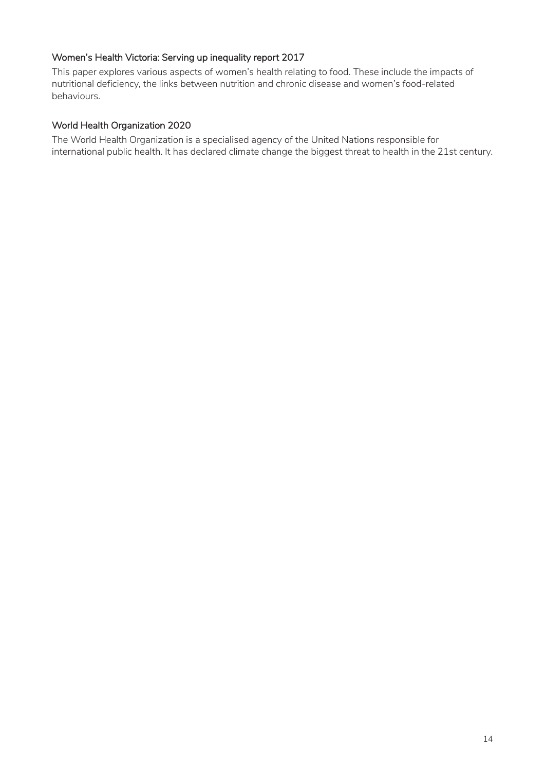### Women's Health Victoria: Serving up inequality report 2017

This paper explores various aspects of women's health relating to food. These include the impacts of nutritional deficiency, the links between nutrition and chronic disease and women's food-related behaviours.

### World Health Organization 2020

The World Health Organization is a specialised agency of the United Nations responsible for international public health. It has declared climate change the biggest threat to health in the 21st century.